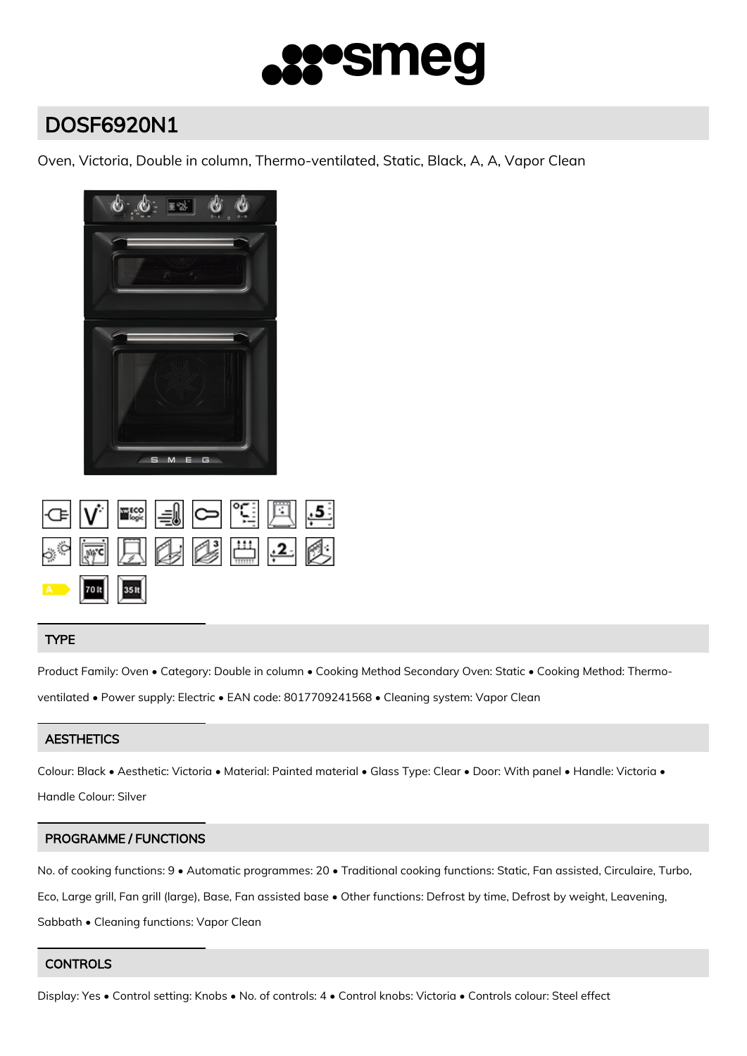# DOSF6920N1

Oven, Victoria, Double in column, Thermo-ventilated, Static, Black, A, A, Vapor Clean

## TYPE

Product Family: Oven • Category: Double in column • Cooking Method Secondary Oven: Static • Cooking Method: Thermo-ventilated • Power supply: Electric • EAN code: 8017709241568 • Cleaning system: Vapor Clean

## AESTHETICS

Colour: Black • Aesthetic: Victoria • Material: Painted material • Glass Type: Clear • Door: With panel • Handle: Victoria • Handle Colour: Silver

## PROGRAMME / FUNCTIONS

No. of cooking functions: 9 • Automatic programmes: 20 • Traditional cooking functions: Static, Fan assisted, Circulaire, Turbo, Eco, Large grill, Fan grill (large), Base, Fan assisted base • Other functions: Defrost by time, Defrost by weight, Leavening, Sabbath • Cleaning functions: Vapor Clean

## CONTROLS

Display: Yes • Control setting: Knobs • No. of controls: 4 • Control knobs: Victoria • Controls colour: Steel effect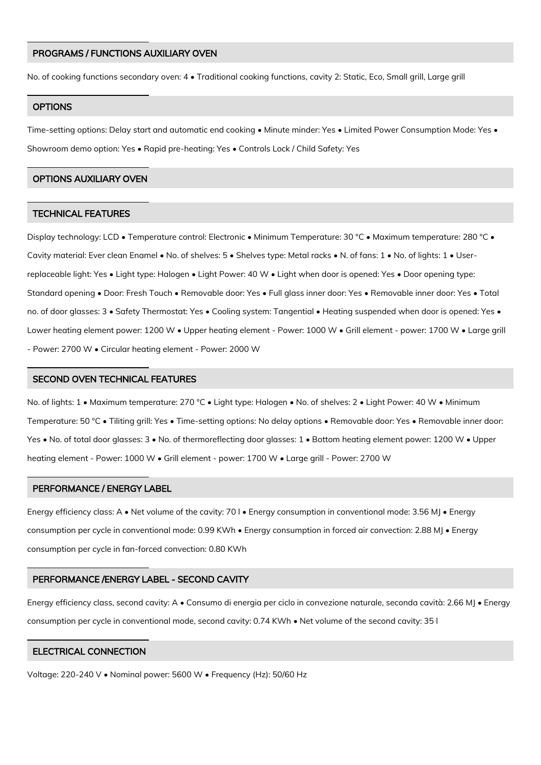## PROGRAMS / FUNCTIONS AUXILIARY OVEN

No. of cooking functions secondary oven: 4 • Traditional cooking functions, cavity 2: Static, Eco, Small grill, Large grill

## OPTIONS

Time-setting options: Delay start and automatic end cooking • Minute minder: Yes • Limited Power Consumption Mode: Yes • Showroom demo option: Yes • Rapid pre-heating: Yes • Controls Lock / Child Safety: Yes

## OPTIONS AUXILIARY OVEN

## TECHNICAL FEATURES

Display technology: LCD • Temperature control: Electronic • Minimum Temperature: 30 °C • Maximum temperature: 280 °C • Cavity material: Ever clean Enamel • No. of shelves: 5 • Shelves type: Metal racks • N. of fans: 1 • No. of lights: 1 • User-replaceable light: Yes • Light type: Halogen • Light Power: 40 W • Light when door is opened: Yes • Door opening type: Standard opening • Door: Fresh Touch • Removable door: Yes • Full glass inner door: Yes • Removable inner door: Yes • Total no. of door glasses: 3 • Safety Thermostat: Yes • Cooling system: Tangential • Heating suspended when door is opened: Yes • Lower heating element power: 1200 W • Upper heating element - Power: 1000 W • Grill element - power: 1700 W • Large grill - Power: 2700 W • Circular heating element - Power: 2000 W

## SECOND OVEN TECHNICAL FEATURES

No. of lights: 1 • Maximum temperature: 270 °C • Light type: Halogen • No. of shelves: 2 • Light Power: 40 W • Minimum Temperature: 50 °C • Tiliting grill: Yes • Time-setting options: No delay options • Removable door: Yes • Removable inner door: Yes • No. of total door glasses: 3 • No. of thermoreflecting door glasses: 1 • Bottom heating element power: 1200 W • Upper heating element - Power: 1000 W • Grill element - power: 1700 W • Large grill - Power: 2700 W

## PERFORMANCE / ENERGY LABEL

Energy efficiency class: A • Net volume of the cavity: 70 l • Energy consumption in conventional mode: 3.56 MJ • Energy consumption per cycle in conventional mode: 0.99 KWh • Energy consumption in forced air convection: 2.88 MJ • Energy consumption per cycle in fan-forced convection: 0.80 KWh

## PERFORMANCE /ENERGY LABEL - SECOND CAVITY

Energy efficiency class, second cavity: A • Consumo di energia per ciclo in convezione naturale, seconda cavità: 2.66 MJ • Energy consumption per cycle in conventional mode, second cavity: 0.74 KWh • Net volume of the second cavity: 35 l

## ELECTRICAL CONNECTION

Voltage: 220-240 V • Nominal power: 5600 W • Frequency (Hz): 50/60 Hz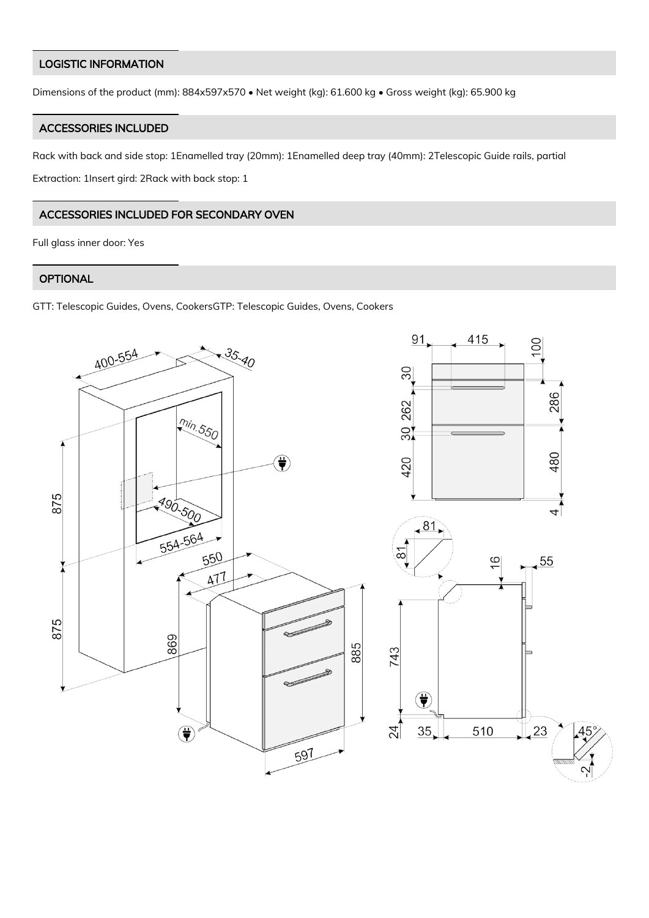## LOGISTIC INFORMATION

Dimensions of the product (mm): 884x597x570 • Net weight (kg): 61.600 kg • Gross weight (kg): 65.900 kg

## ACCESSORIES INCLUDED

Rack with back and side stop: 1Enamelled tray (20mm): 1Enamelled deep tray (40mm): 2Telescopic Guide rails, partial

Extraction: 1Insert gird: 2Rack with back stop: 1

## ACCESSORIES INCLUDED FOR SECONDARY OVEN

Full glass inner door: Yes

## OPTIONAL

GTT: Telescopic Guides, Ovens, CookersGTP: Telescopic Guides, Ovens, Cookers

400-554
35-40
min.550
490-500
554-564
875
875
550
477
869
885
597
91
415
100
30
262
30
420
286
480
4
81
81
16
55
743
24
35
510
23
45°
2